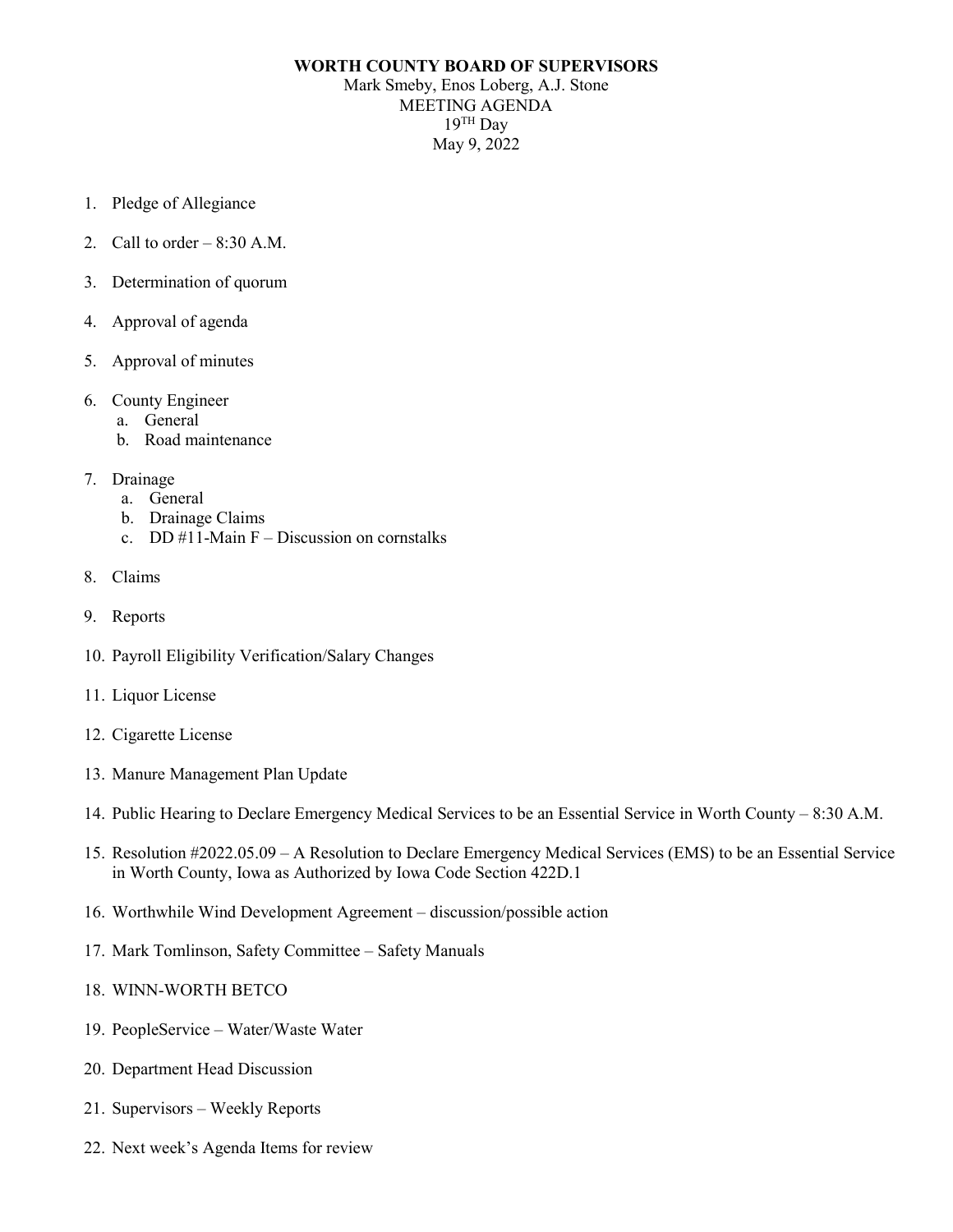**WORTH COUNTY BOARD OF SUPERVISORS**

Mark Smeby, Enos Loberg, A.J. Stone

MEETING AGENDA

19TH Day

May 9, 2022

1. Pledge of Allegiance
2. Call to order – 8:30 A.M.
3. Determination of quorum
4. Approval of agenda
5. Approval of minutes
6. County Engineer
   a. General
   b. Road maintenance
7. Drainage
   a. General
   b. Drainage Claims
   c. DD #11-Main F – Discussion on cornstalks
8. Claims
9. Reports
10. Payroll Eligibility Verification/Salary Changes
11. Liquor License
12. Cigarette License
13. Manure Management Plan Update
14. Public Hearing to Declare Emergency Medical Services to be an Essential Service in Worth County – 8:30 A.M.
15. Resolution #2022.05.09 – A Resolution to Declare Emergency Medical Services (EMS) to be an Essential Service in Worth County, Iowa as Authorized by Iowa Code Section 422D.1
16. Worthwhile Wind Development Agreement – discussion/possible action
17. Mark Tomlinson, Safety Committee – Safety Manuals
18. WINN-WORTH BETCO
19. PeopleService – Water/Waste Water
20. Department Head Discussion
21. Supervisors – Weekly Reports
22. Next week's Agenda Items for review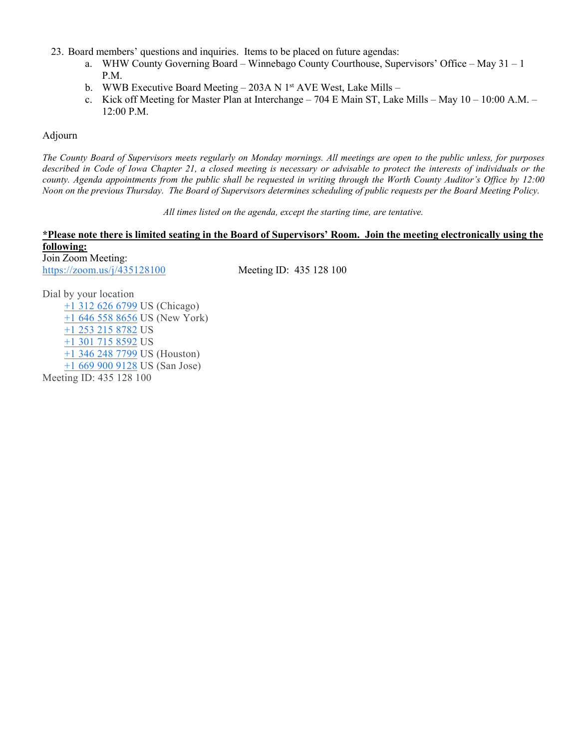23. Board members' questions and inquiries. Items to be placed on future agendas:
    a. WHW County Governing Board – Winnebago County Courthouse, Supervisors' Office – May 31 – 1 P.M.
    b. WWB Executive Board Meeting – 203A N 1st AVE West, Lake Mills –
    c. Kick off Meeting for Master Plan at Interchange – 704 E Main ST, Lake Mills – May 10 – 10:00 A.M. – 12:00 P.M.

Adjourn

*The County Board of Supervisors meets regularly on Monday mornings. All meetings are open to the public unless, for purposes described in Code of Iowa Chapter 21, a closed meeting is necessary or advisable to protect the interests of individuals or the county. Agenda appointments from the public shall be requested in writing through the Worth County Auditor's Office by 12:00 Noon on the previous Thursday. The Board of Supervisors determines scheduling of public requests per the Board Meeting Policy.*

*All times listed on the agenda, except the starting time, are tentative.*

**\*Please note there is limited seating in the Board of Supervisors' Room. Join the meeting electronically using the following:**

Join Zoom Meeting:
https://zoom.us/j/435128100 Meeting ID: 435 128 100

Dial by your location
- +1 312 626 6799 US (Chicago)
- +1 646 558 8656 US (New York)
- +1 253 215 8782 US
- +1 301 715 8592 US
- +1 346 248 7799 US (Houston)
- +1 669 900 9128 US (San Jose)

Meeting ID: 435 128 100